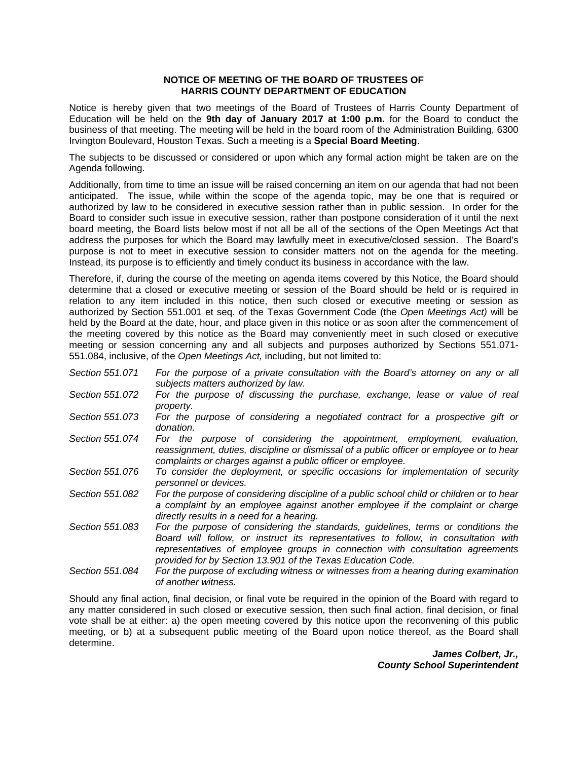**NOTICE OF MEETING OF THE BOARD OF TRUSTEES OF HARRIS COUNTY DEPARTMENT OF EDUCATION**

Notice is hereby given that two meetings of the Board of Trustees of Harris County Department of Education will be held on the **9th day of January 2017 at 1:00 p.m.** for the Board to conduct the business of that meeting. The meeting will be held in the board room of the Administration Building, 6300 Irvington Boulevard, Houston Texas. Such a meeting is a **Special Board Meeting**.

The subjects to be discussed or considered or upon which any formal action might be taken are on the Agenda following.

Additionally, from time to time an issue will be raised concerning an item on our agenda that had not been anticipated. The issue, while within the scope of the agenda topic, may be one that is required or authorized by law to be considered in executive session rather than in public session. In order for the Board to consider such issue in executive session, rather than postpone consideration of it until the next board meeting, the Board lists below most if not all be all of the sections of the Open Meetings Act that address the purposes for which the Board may lawfully meet in executive/closed session. The Board's purpose is not to meet in executive session to consider matters not on the agenda for the meeting. Instead, its purpose is to efficiently and timely conduct its business in accordance with the law.

Therefore, if, during the course of the meeting on agenda items covered by this Notice, the Board should determine that a closed or executive meeting or session of the Board should be held or is required in relation to any item included in this notice, then such closed or executive meeting or session as authorized by Section 551.001 et seq. of the Texas Government Code (the *Open Meetings Act)* will be held by the Board at the date, hour, and place given in this notice or as soon after the commencement of the meeting covered by this notice as the Board may conveniently meet in such closed or executive meeting or session concerning any and all subjects and purposes authorized by Sections 551.071-551.084, inclusive, of the *Open Meetings Act,* including, but not limited to:

| | |
|---|---|
| *Section 551.071* | *For the purpose of a private consultation with the Board's attorney on any or all subjects matters authorized by law.* |
| *Section 551.072* | *For the purpose of discussing the purchase, exchange, lease or value of real property.* |
| *Section 551.073* | *For the purpose of considering a negotiated contract for a prospective gift or donation.* |
| *Section 551.074* | *For the purpose of considering the appointment, employment, evaluation, reassignment, duties, discipline or dismissal of a public officer or employee or to hear complaints or charges against a public officer or employee.* |
| *Section 551.076* | *To consider the deployment, or specific occasions for implementation of security personnel or devices.* |
| *Section 551.082* | *For the purpose of considering discipline of a public school child or children or to hear a complaint by an employee against another employee if the complaint or charge directly results in a need for a hearing.* |
| *Section 551.083* | *For the purpose of considering the standards, guidelines, terms or conditions the Board will follow, or instruct its representatives to follow, in consultation with representatives of employee groups in connection with consultation agreements provided for by Section 13.901 of the Texas Education Code.* |
| *Section 551.084* | *For the purpose of excluding witness or witnesses from a hearing during examination of another witness.* |

Should any final action, final decision, or final vote be required in the opinion of the Board with regard to any matter considered in such closed or executive session, then such final action, final decision, or final vote shall be at either: a) the open meeting covered by this notice upon the reconvening of this public meeting, or b) at a subsequent public meeting of the Board upon notice thereof, as the Board shall determine.

***James Colbert, Jr.,***
***County School Superintendent***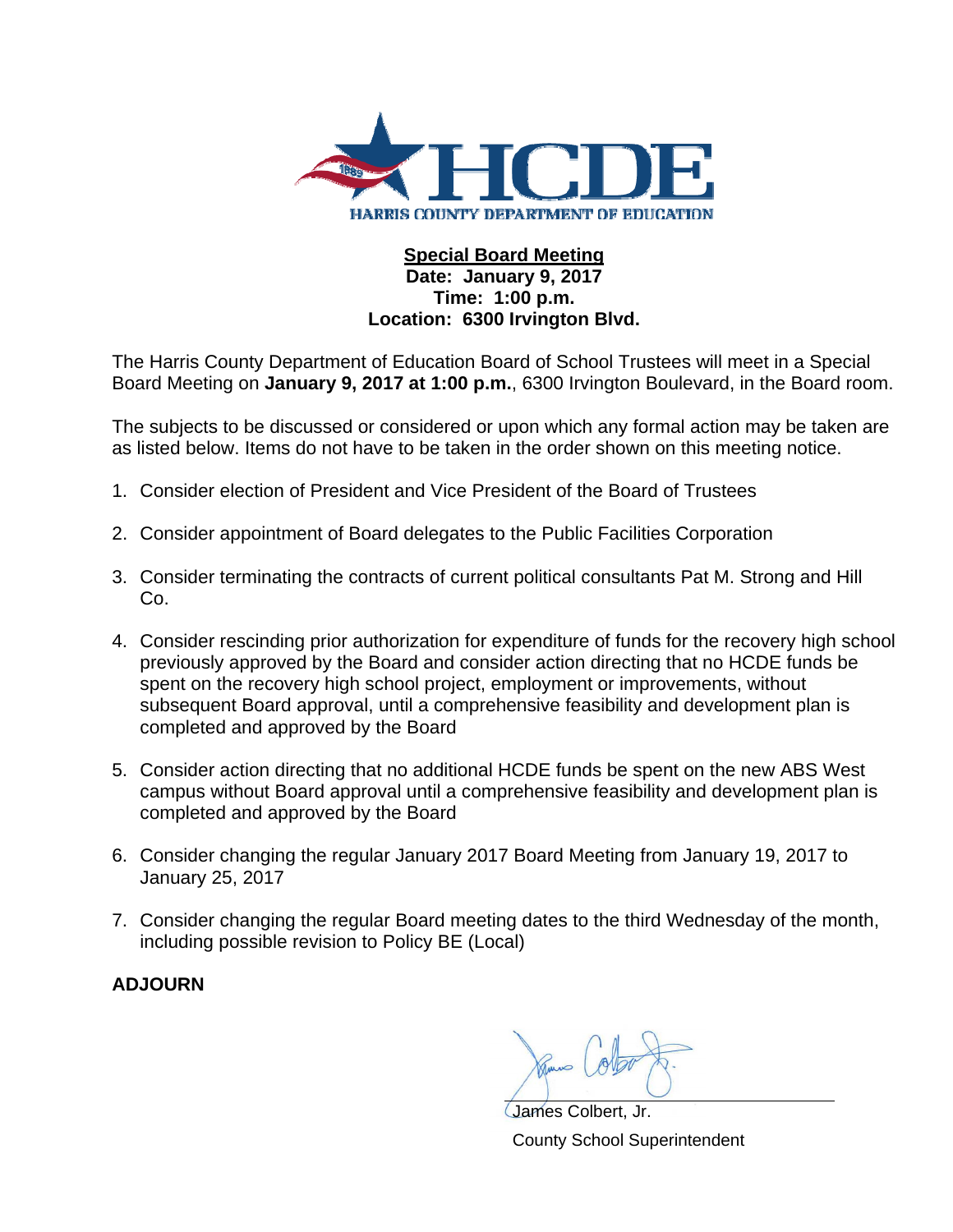HCDE

HARRIS COUNTY DEPARTMENT OF EDUCATION

**Special Board Meeting**
**Date: January 9, 2017**
**Time: 1:00 p.m.**
**Location: 6300 Irvington Blvd.**

The Harris County Department of Education Board of School Trustees will meet in a Special Board Meeting on **January 9, 2017 at 1:00 p.m.**, 6300 Irvington Boulevard, in the Board room.

The subjects to be discussed or considered or upon which any formal action may be taken are as listed below. Items do not have to be taken in the order shown on this meeting notice.

1. Consider election of President and Vice President of the Board of Trustees
2. Consider appointment of Board delegates to the Public Facilities Corporation
3. Consider terminating the contracts of current political consultants Pat M. Strong and Hill Co.
4. Consider rescinding prior authorization for expenditure of funds for the recovery high school previously approved by the Board and consider action directing that no HCDE funds be spent on the recovery high school project, employment or improvements, without subsequent Board approval, until a comprehensive feasibility and development plan is completed and approved by the Board
5. Consider action directing that no additional HCDE funds be spent on the new ABS West campus without Board approval until a comprehensive feasibility and development plan is completed and approved by the Board
6. Consider changing the regular January 2017 Board Meeting from January 19, 2017 to January 25, 2017
7. Consider changing the regular Board meeting dates to the third Wednesday of the month, including possible revision to Policy BE (Local)

**ADJOURN**

James Colbert, Jr.
County School Superintendent